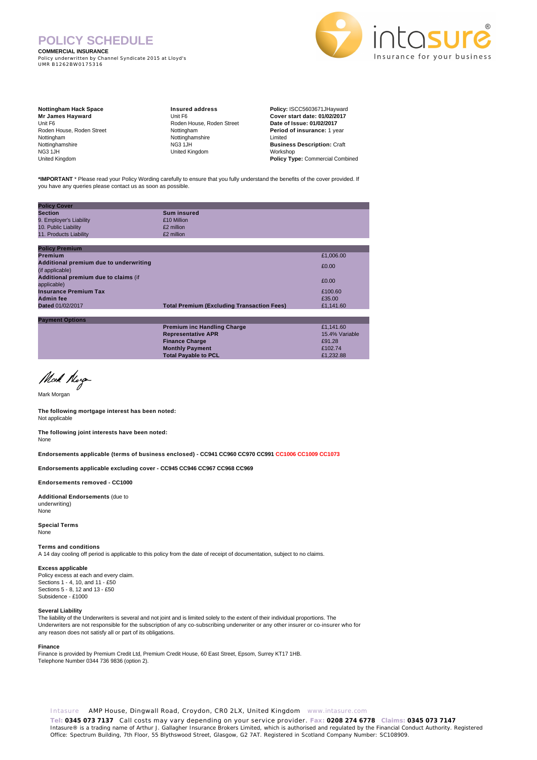# POLICY SCHEDULE

**COMMERCIAL INSURANCE**
Policy underwritten by Channel Syndicate 2015 at Lloyd's
UMR B1262BW0175316

intasure® Insurance for your business

**Nottingham Hack Space**
**Mr James Hayward**
Unit F6
Roden House, Roden Street
Nottingham
Nottinghamshire
NG3 1JH
United Kingdom

**Insured address**
Unit F6
Roden House, Roden Street
Nottingham
Nottinghamshire
NG3 1JH
United Kingdom

**Policy:** ISCC5603671JHayward
**Cover start date: 01/02/2017**
**Date of Issue: 01/02/2017**
**Period of insurance:** 1 year
Limited
**Business Description:** Craft Workshop
**Policy Type:** Commercial Combined

***IMPORTANT** * Please read your Policy Wording carefully to ensure that you fully understand the benefits of the cover provided. If you have any queries please contact us as soon as possible.

| **Policy Cover** | | |
|---|---|---|
| **Section** | **Sum insured** | |
| 9. Employer's Liability | £10 Million | |
| 10. Public Liability | £2 million | |
| 11. Products Liability | £2 million | |

| **Policy Premium** | | |
|---|---|---|
| **Premium** | | £1,006.00 |
| **Additional premium due to underwriting** (if applicable) | | £0.00 |
| **Additional premium due to claims** (if applicable) | | £0.00 |
| **Insurance Premium Tax** | | £100.60 |
| **Admin fee** | | £35.00 |
| **Dated** 01/02/2017 | **Total Premium (Excluding Transaction Fees)** | £1,141.60 |

| **Payment Options** | | |
|---|---|---|
| | **Premium inc Handling Charge** | £1,141.60 |
| | **Representative APR** | 15.4% Variable |
| | **Finance Charge** | £91.28 |
| | **Monthly Payment** | £102.74 |
| | **Total Payable to PCL** | £1,232.88 |

Mark Morgan

**The following mortgage interest has been noted:**
Not applicable

**The following joint interests have been noted:**
None

**Endorsements applicable (terms of business enclosed) - CC941 CC960 CC970 CC991 CC1006 CC1009 CC1073**

**Endorsements applicable excluding cover - CC945 CC946 CC967 CC968 CC969**

**Endorsements removed - CC1000**

**Additional Endorsements** (due to underwriting)
None

**Special Terms**
None

**Terms and conditions**
A 14 day cooling off period is applicable to this policy from the date of receipt of documentation, subject to no claims.

**Excess applicable**
Policy excess at each and every claim.
Sections 1 - 4, 10, and 11 - £50
Sections 5 - 8, 12 and 13 - £50
Subsidence - £1000

**Several Liability**
The liability of the Underwriters is several and not joint and is limited solely to the extent of their individual proportions. The Underwriters are not responsible for the subscription of any co-subscribing underwriter or any other insurer or co-insurer who for any reason does not satisfy all or part of its obligations.

**Finance**
Finance is provided by Premium Credit Ltd, Premium Credit House, 60 East Street, Epsom, Surrey KT17 1HB.
Telephone Number 0344 736 9836 (option 2).

Intasure AMP House, Dingwall Road, Croydon, CR0 2LX, United Kingdom www.intasure.com
**Tel: 0345 073 7137** Call costs may vary depending on your service provider. **Fax: 0208 274 6778 Claims: 0345 073 7147**
Intasure® is a trading name of Arthur J. Gallagher Insurance Brokers Limited, which is authorised and regulated by the Financial Conduct Authority. Registered Office: Spectrum Building, 7th Floor, 55 Blythswood Street, Glasgow, G2 7AT. Registered in Scotland Company Number: SC108909.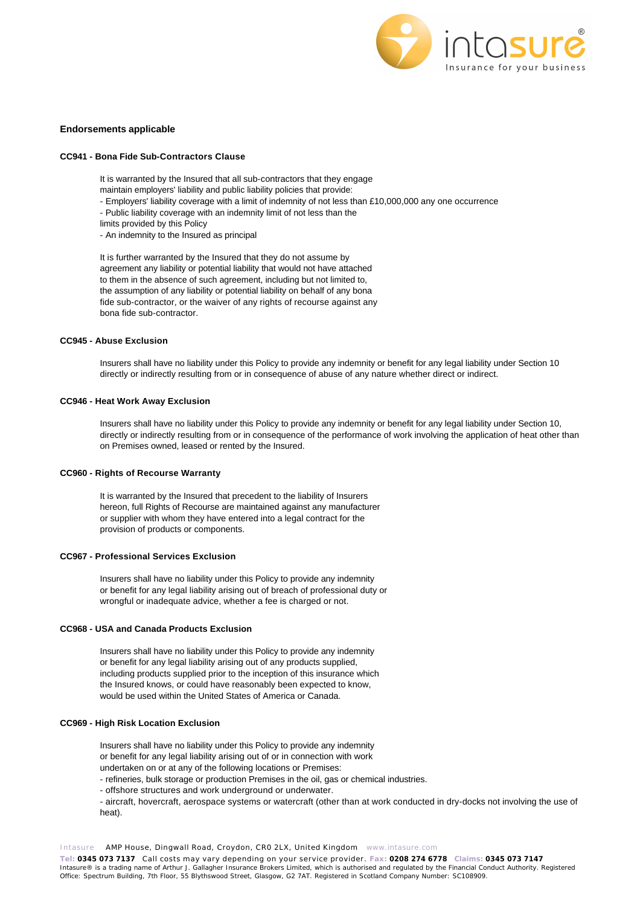## Endorsements applicable

### CC941 - Bona Fide Sub-Contractors Clause

It is warranted by the Insured that all sub-contractors that they engage maintain employers' liability and public liability policies that provide:

- Employers' liability coverage with a limit of indemnity of not less than £10,000,000 any one occurrence
- Public liability coverage with an indemnity limit of not less than the limits provided by this Policy
- An indemnity to the Insured as principal

It is further warranted by the Insured that they do not assume by agreement any liability or potential liability that would not have attached to them in the absence of such agreement, including but not limited to, the assumption of any liability or potential liability on behalf of any bona fide sub-contractor, or the waiver of any rights of recourse against any bona fide sub-contractor.

### CC945 - Abuse Exclusion

Insurers shall have no liability under this Policy to provide any indemnity or benefit for any legal liability under Section 10 directly or indirectly resulting from or in consequence of abuse of any nature whether direct or indirect.

### CC946 - Heat Work Away Exclusion

Insurers shall have no liability under this Policy to provide any indemnity or benefit for any legal liability under Section 10, directly or indirectly resulting from or in consequence of the performance of work involving the application of heat other than on Premises owned, leased or rented by the Insured.

### CC960 - Rights of Recourse Warranty

It is warranted by the Insured that precedent to the liability of Insurers hereon, full Rights of Recourse are maintained against any manufacturer or supplier with whom they have entered into a legal contract for the provision of products or components.

### CC967 - Professional Services Exclusion

Insurers shall have no liability under this Policy to provide any indemnity or benefit for any legal liability arising out of breach of professional duty or wrongful or inadequate advice, whether a fee is charged or not.

### CC968 - USA and Canada Products Exclusion

Insurers shall have no liability under this Policy to provide any indemnity or benefit for any legal liability arising out of any products supplied, including products supplied prior to the inception of this insurance which the Insured knows, or could have reasonably been expected to know, would be used within the United States of America or Canada.

### CC969 - High Risk Location Exclusion

Insurers shall have no liability under this Policy to provide any indemnity or benefit for any legal liability arising out of or in connection with work undertaken on or at any of the following locations or Premises:

- refineries, bulk storage or production Premises in the oil, gas or chemical industries.
- offshore structures and work underground or underwater.
- aircraft, hovercraft, aerospace systems or watercraft (other than at work conducted in dry-docks not involving the use of heat).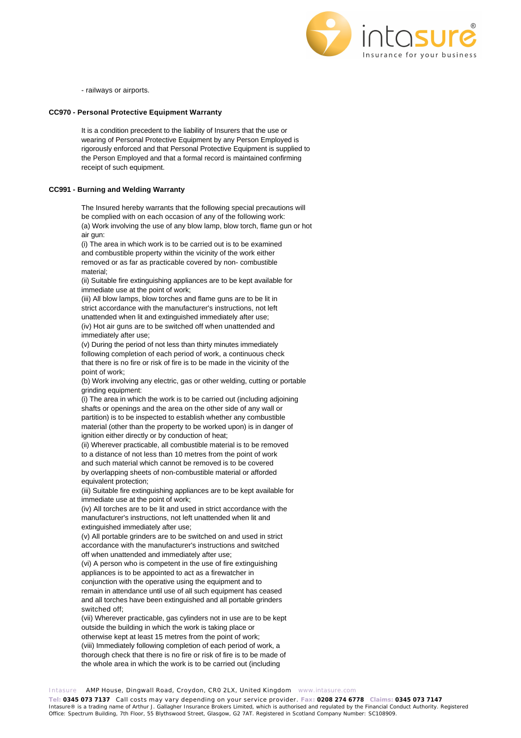- railways or airports.

**CC970 - Personal Protective Equipment Warranty**

It is a condition precedent to the liability of Insurers that the use or wearing of Personal Protective Equipment by any Person Employed is rigorously enforced and that Personal Protective Equipment is supplied to the Person Employed and that a formal record is maintained confirming receipt of such equipment.

**CC991 - Burning and Welding Warranty**

The Insured hereby warrants that the following special precautions will be complied with on each occasion of any of the following work:

(a) Work involving the use of any blow lamp, blow torch, flame gun or hot air gun:

(i) The area in which work is to be carried out is to be examined and combustible property within the vicinity of the work either removed or as far as practicable covered by non- combustible material;

(ii) Suitable fire extinguishing appliances are to be kept available for immediate use at the point of work;

(iii) All blow lamps, blow torches and flame guns are to be lit in strict accordance with the manufacturer's instructions, not left unattended when lit and extinguished immediately after use;

(iv) Hot air guns are to be switched off when unattended and immediately after use;

(v) During the period of not less than thirty minutes immediately following completion of each period of work, a continuous check that there is no fire or risk of fire is to be made in the vicinity of the point of work;

(b) Work involving any electric, gas or other welding, cutting or portable grinding equipment:

(i) The area in which the work is to be carried out (including adjoining shafts or openings and the area on the other side of any wall or partition) is to be inspected to establish whether any combustible material (other than the property to be worked upon) is in danger of ignition either directly or by conduction of heat;

(ii) Wherever practicable, all combustible material is to be removed to a distance of not less than 10 metres from the point of work and such material which cannot be removed is to be covered by overlapping sheets of non-combustible material or afforded equivalent protection;

(iii) Suitable fire extinguishing appliances are to be kept available for immediate use at the point of work;

(iv) All torches are to be lit and used in strict accordance with the manufacturer's instructions, not left unattended when lit and extinguished immediately after use;

(v) All portable grinders are to be switched on and used in strict accordance with the manufacturer's instructions and switched off when unattended and immediately after use;

(vi) A person who is competent in the use of fire extinguishing appliances is to be appointed to act as a firewatcher in conjunction with the operative using the equipment and to remain in attendance until use of all such equipment has ceased and all torches have been extinguished and all portable grinders switched off;

(vii) Wherever practicable, gas cylinders not in use are to be kept outside the building in which the work is taking place or otherwise kept at least 15 metres from the point of work;

(viii) Immediately following completion of each period of work, a thorough check that there is no fire or risk of fire is to be made of the whole area in which the work is to be carried out (including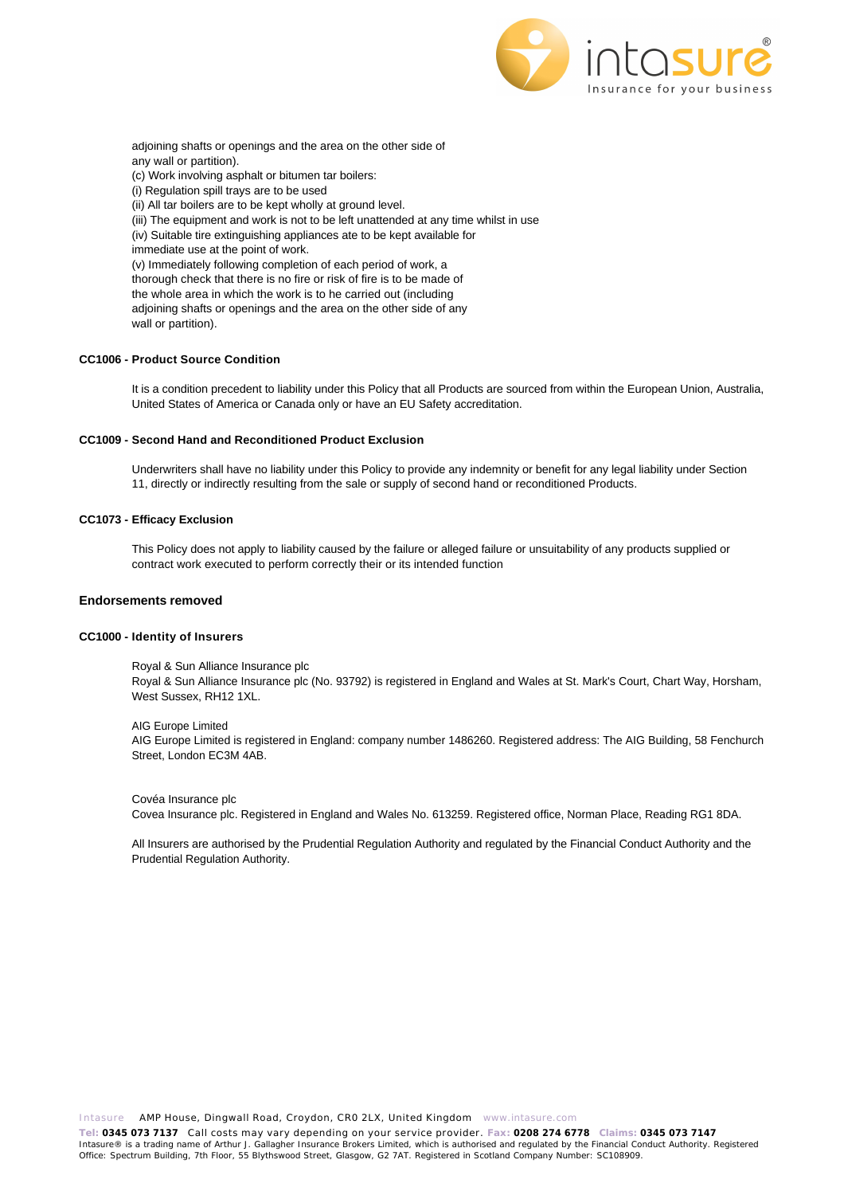adjoining shafts or openings and the area on the other side of any wall or partition).

(c) Work involving asphalt or bitumen tar boilers:

(i) Regulation spill trays are to be used

(ii) All tar boilers are to be kept wholly at ground level.

(iii) The equipment and work is not to be left unattended at any time whilst in use

(iv) Suitable tire extinguishing appliances ate to be kept available for immediate use at the point of work.

(v) Immediately following completion of each period of work, a thorough check that there is no fire or risk of fire is to be made of the whole area in which the work is to he carried out (including adjoining shafts or openings and the area on the other side of any wall or partition).

**CC1006 - Product Source Condition**

It is a condition precedent to liability under this Policy that all Products are sourced from within the European Union, Australia, United States of America or Canada only or have an EU Safety accreditation.

**CC1009 - Second Hand and Reconditioned Product Exclusion**

Underwriters shall have no liability under this Policy to provide any indemnity or benefit for any legal liability under Section 11, directly or indirectly resulting from the sale or supply of second hand or reconditioned Products.

**CC1073 - Efficacy Exclusion**

This Policy does not apply to liability caused by the failure or alleged failure or unsuitability of any products supplied or contract work executed to perform correctly their or its intended function

## Endorsements removed

**CC1000 - Identity of Insurers**

Royal & Sun Alliance Insurance plc
Royal & Sun Alliance Insurance plc (No. 93792) is registered in England and Wales at St. Mark's Court, Chart Way, Horsham, West Sussex, RH12 1XL.

AIG Europe Limited
AIG Europe Limited is registered in England: company number 1486260. Registered address: The AIG Building, 58 Fenchurch Street, London EC3M 4AB.

Covéa Insurance plc
Covea Insurance plc. Registered in England and Wales No. 613259. Registered office, Norman Place, Reading RG1 8DA.

All Insurers are authorised by the Prudential Regulation Authority and regulated by the Financial Conduct Authority and the Prudential Regulation Authority.